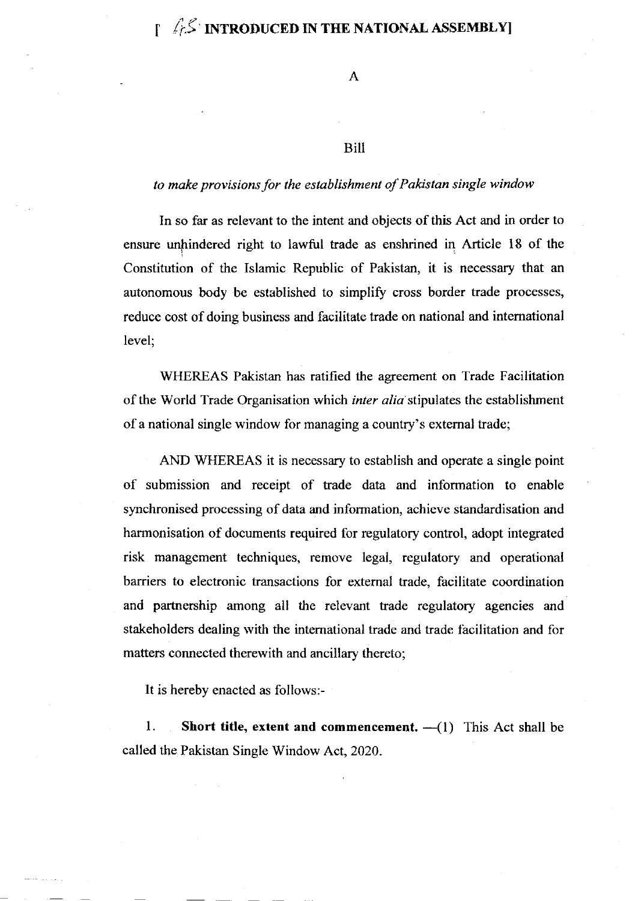[ *65* INTRODUCED IN THE NATIONAL ASSEMBLY]

A

Bill

*to make provisions for the establishment of Pakistan single window*

In so far as relevant to the intent and objects of this Act and in order to ensure unhindered right to lawful trade as enshrined in Article 18 of the Constitution of the Islamic Republic of Pakistan, it is necessary that an autonomous body be established to simplify cross border trade processes, reduce cost of doing business and facilitate trade on national and international level;

WHEREAS Pakistan has ratified the agreement on Trade Facilitation of the World Trade Organisation which *inter alia* stipulates the establishment of a national single window for managing a country's external trade;

AND WHEREAS it is necessary to establish and operate a single point of submission and receipt of trade data and information to enable synchronised processing of data and information, achieve standardisation and harmonisation of documents required for regulatory control, adopt integrated risk management techniques, remove legal, regulatory and operational barriers to electronic transactions for external trade, facilitate coordination and partnership among all the relevant trade regulatory agencies and stakeholders dealing with the international trade and trade facilitation and for matters connected therewith and ancillary thereto;

It is hereby enacted as follows:-

1. **Short title, extent and commencement.** —(1) This Act shall be called the Pakistan Single Window Act, 2020.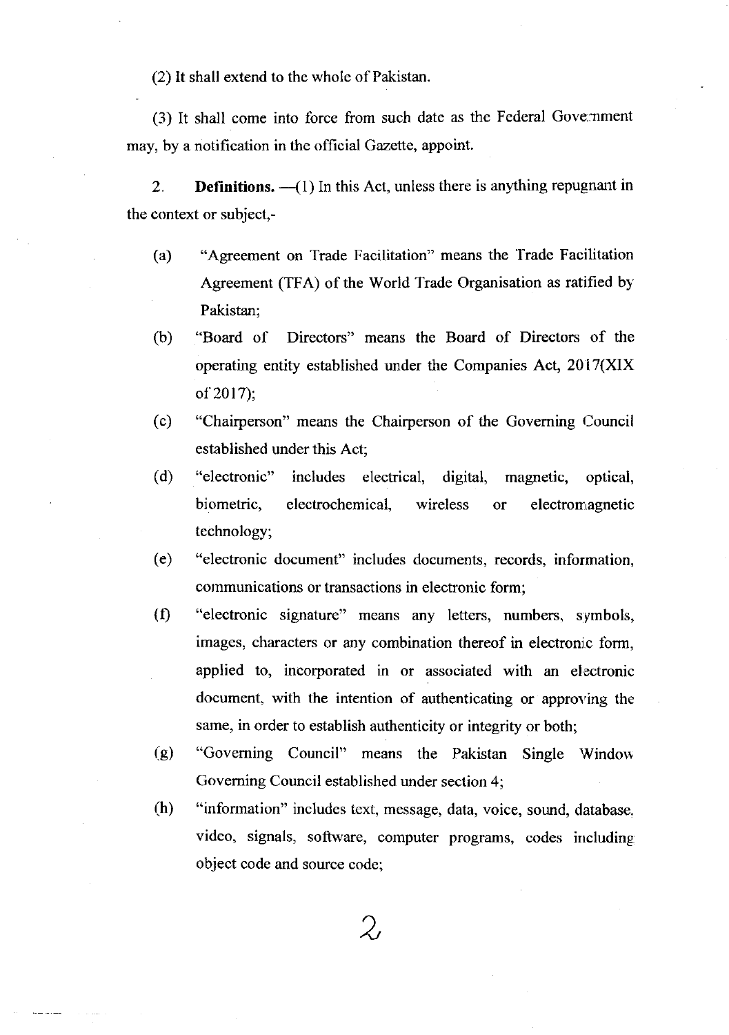(2) It shall extend to the whole of Pakistan.

(3) It shall come into force from such date as the Federal Government may, by a notification in the official Gazette, appoint.

2. **Definitions.** —(1) In this Act, unless there is anything repugnant in the context or subject,-

(a) "Agreement on Trade Facilitation" means the Trade Facilitation Agreement (TFA) of the World Trade Organisation as ratified by Pakistan;

(b) "Board of Directors" means the Board of Directors of the operating entity established under the Companies Act, 2017(XIX of 2017);

(c) "Chairperson" means the Chairperson of the Governing Council established under this Act;

(d) "electronic" includes electrical, digital, magnetic, optical, biometric, electrochemical, wireless or electromagnetic technology;

(e) "electronic document" includes documents, records, information, communications or transactions in electronic form;

(f) "electronic signature" means any letters, numbers, symbols, images, characters or any combination thereof in electronic form, applied to, incorporated in or associated with an electronic document, with the intention of authenticating or approving the same, in order to establish authenticity or integrity or both;

(g) "Governing Council" means the Pakistan Single Window Governing Council established under section 4;

(h) "information" includes text, message, data, voice, sound, database, video, signals, software, computer programs, codes including object code and source code;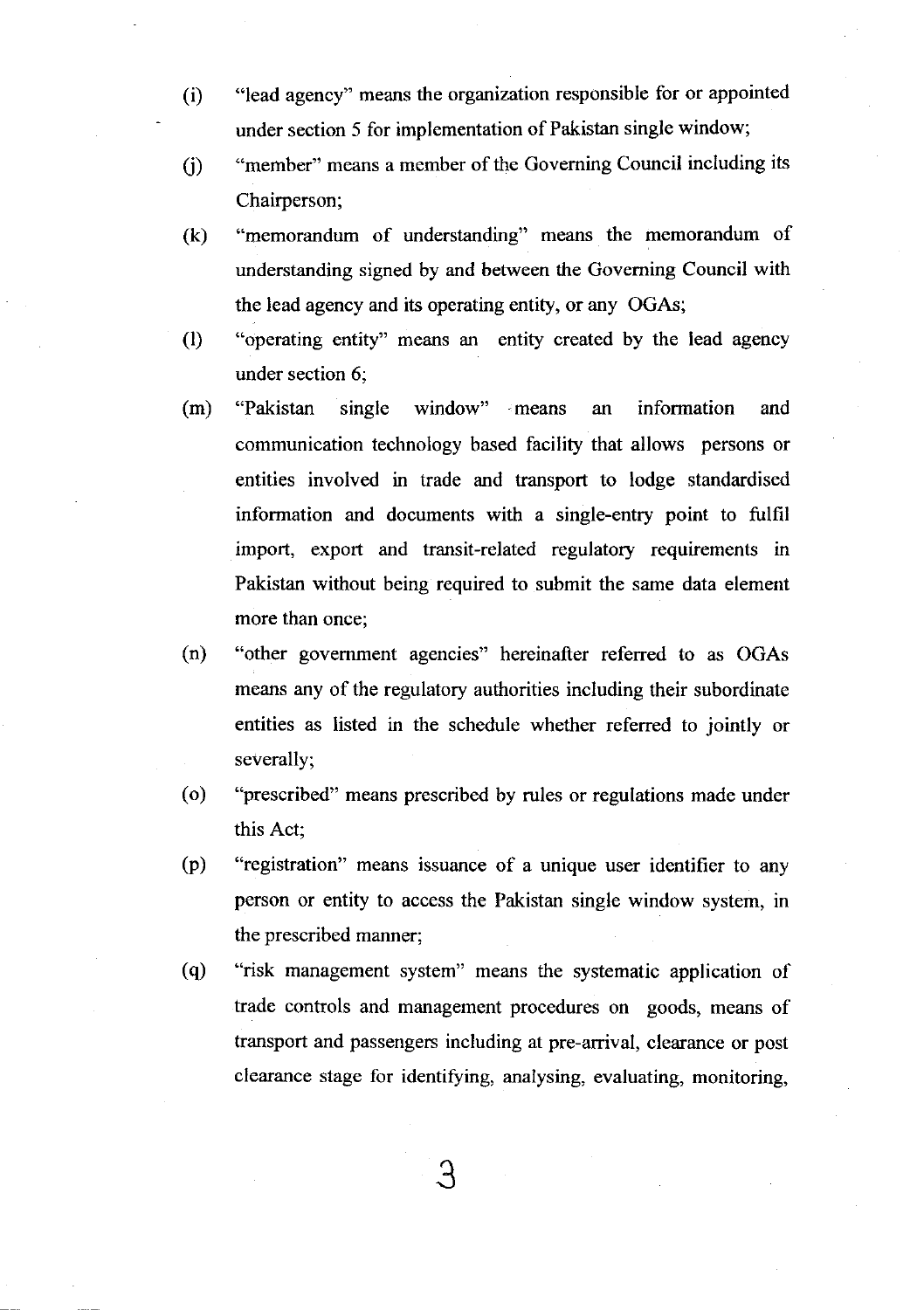(i) "lead agency" means the organization responsible for or appointed under section 5 for implementation of Pakistan single window;

(j) "member" means a member of the Governing Council including its Chairperson;

(k) "memorandum of understanding" means the memorandum of understanding signed by and between the Governing Council with the lead agency and its operating entity, or any OGAs;

(l) "operating entity" means an entity created by the lead agency under section 6;

(m) "Pakistan single window" means an information and communication technology based facility that allows persons or entities involved in trade and transport to lodge standardised information and documents with a single-entry point to fulfil import, export and transit-related regulatory requirements in Pakistan without being required to submit the same data element more than once;

(n) "other government agencies" hereinafter referred to as OGAs means any of the regulatory authorities including their subordinate entities as listed in the schedule whether referred to jointly or severally;

(o) "prescribed" means prescribed by rules or regulations made under this Act;

(p) "registration" means issuance of a unique user identifier to any person or entity to access the Pakistan single window system, in the prescribed manner;

(q) "risk management system" means the systematic application of trade controls and management procedures on goods, means of transport and passengers including at pre-arrival, clearance or post clearance stage for identifying, analysing, evaluating, monitoring,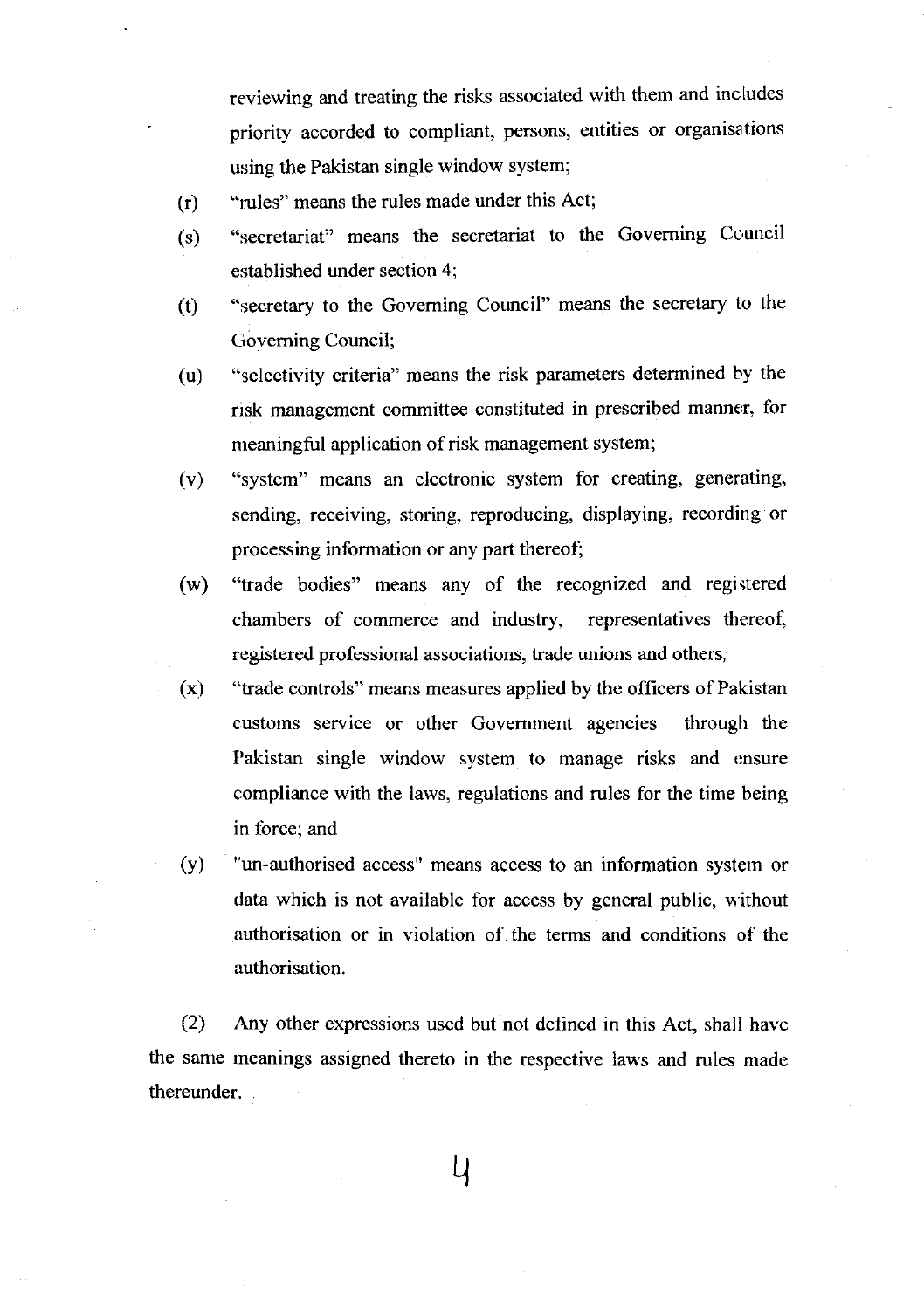reviewing and treating the risks associated with them and includes priority accorded to compliant, persons, entities or organisations using the Pakistan single window system;

(r) "rules" means the rules made under this Act;

(s) "secretariat" means the secretariat to the Governing Council established under section 4;

(t) "secretary to the Governing Council" means the secretary to the Governing Council;

(u) "selectivity criteria" means the risk parameters determined by the risk management committee constituted in prescribed manner, for meaningful application of risk management system;

(v) "system" means an electronic system for creating, generating, sending, receiving, storing, reproducing, displaying, recording or processing information or any part thereof;

(w) "trade bodies" means any of the recognized and registered chambers of commerce and industry, representatives thereof, registered professional associations, trade unions and others;

(x) "trade controls" means measures applied by the officers of Pakistan customs service or other Government agencies through the Pakistan single window system to manage risks and ensure compliance with the laws, regulations and rules for the time being in force; and

(y) "un-authorised access" means access to an information system or data which is not available for access by general public, without authorisation or in violation of the terms and conditions of the authorisation.

(2) Any other expressions used but not defined in this Act, shall have the same meanings assigned thereto in the respective laws and rules made thereunder.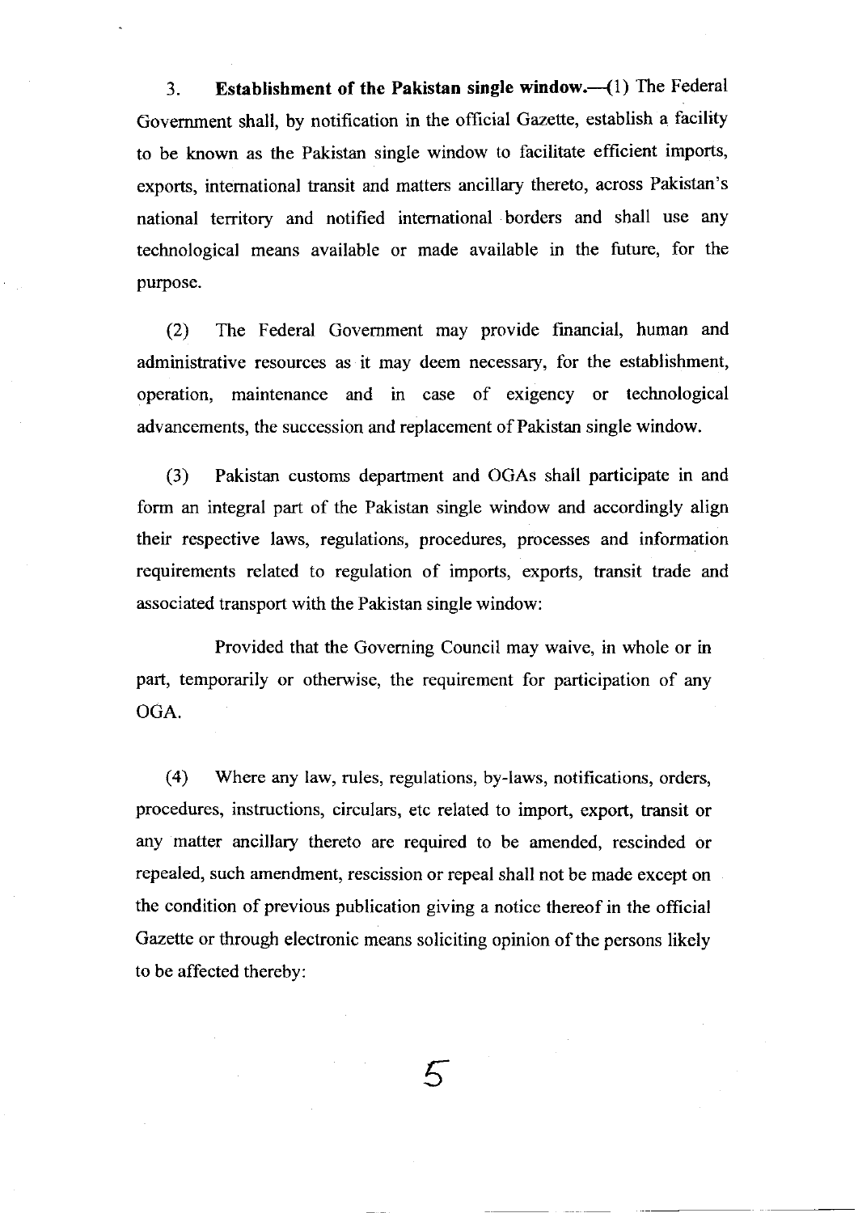3. **Establishment of the Pakistan single window.**—(1) The Federal Government shall, by notification in the official Gazette, establish a facility to be known as the Pakistan single window to facilitate efficient imports, exports, international transit and matters ancillary thereto, across Pakistan's national territory and notified international borders and shall use any technological means available or made available in the future, for the purpose.

(2) The Federal Government may provide financial, human and administrative resources as it may deem necessary, for the establishment, operation, maintenance and in case of exigency or technological advancements, the succession and replacement of Pakistan single window.

(3) Pakistan customs department and OGAs shall participate in and form an integral part of the Pakistan single window and accordingly align their respective laws, regulations, procedures, processes and information requirements related to regulation of imports, exports, transit trade and associated transport with the Pakistan single window:

Provided that the Governing Council may waive, in whole or in part, temporarily or otherwise, the requirement for participation of any OGA.

(4) Where any law, rules, regulations, by-laws, notifications, orders, procedures, instructions, circulars, etc related to import, export, transit or any matter ancillary thereto are required to be amended, rescinded or repealed, such amendment, rescission or repeal shall not be made except on the condition of previous publication giving a notice thereof in the official Gazette or through electronic means soliciting opinion of the persons likely to be affected thereby: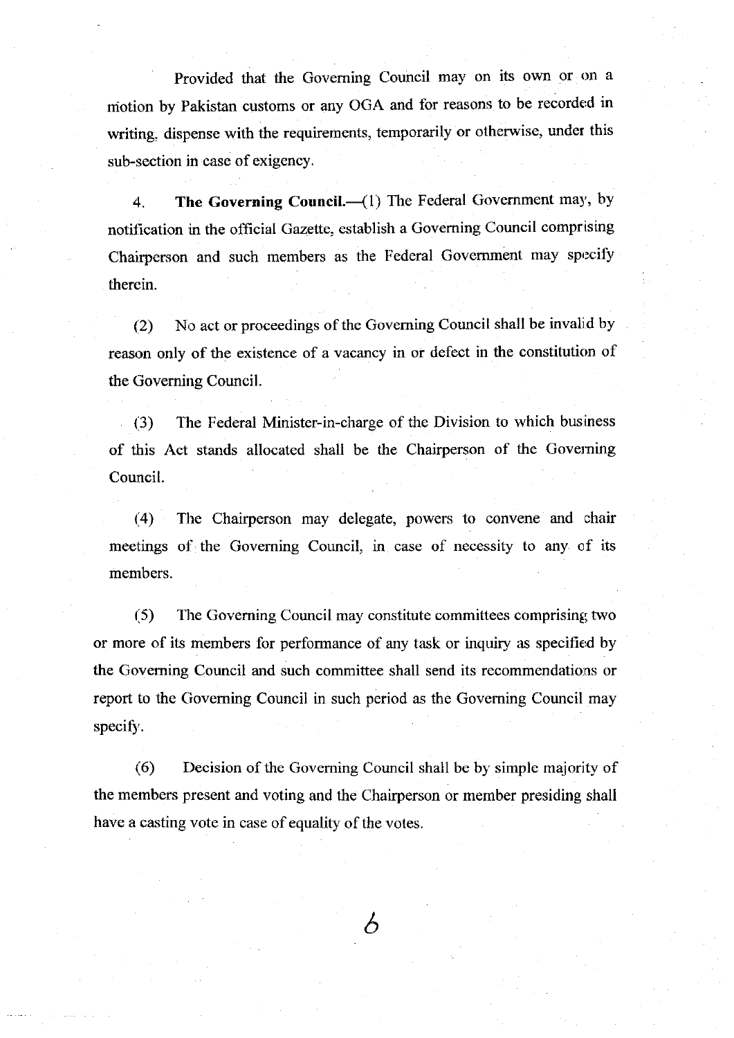Provided that the Governing Council may on its own or on a motion by Pakistan customs or any OGA and for reasons to be recorded in writing, dispense with the requirements, temporarily or otherwise, under this sub-section in case of exigency.

4. **The Governing Council.**—(1) The Federal Government may, by notification in the official Gazette, establish a Governing Council comprising Chairperson and such members as the Federal Government may specify therein.

(2) No act or proceedings of the Governing Council shall be invalid by reason only of the existence of a vacancy in or defect in the constitution of the Governing Council.

(3) The Federal Minister-in-charge of the Division to which business of this Act stands allocated shall be the Chairperson of the Governing Council.

(4) The Chairperson may delegate, powers to convene and chair meetings of the Governing Council, in case of necessity to any of its members.

(5) The Governing Council may constitute committees comprising two or more of its members for performance of any task or inquiry as specified by the Governing Council and such committee shall send its recommendations or report to the Governing Council in such period as the Governing Council may specify.

(6) Decision of the Governing Council shall be by simple majority of the members present and voting and the Chairperson or member presiding shall have a casting vote in case of equality of the votes.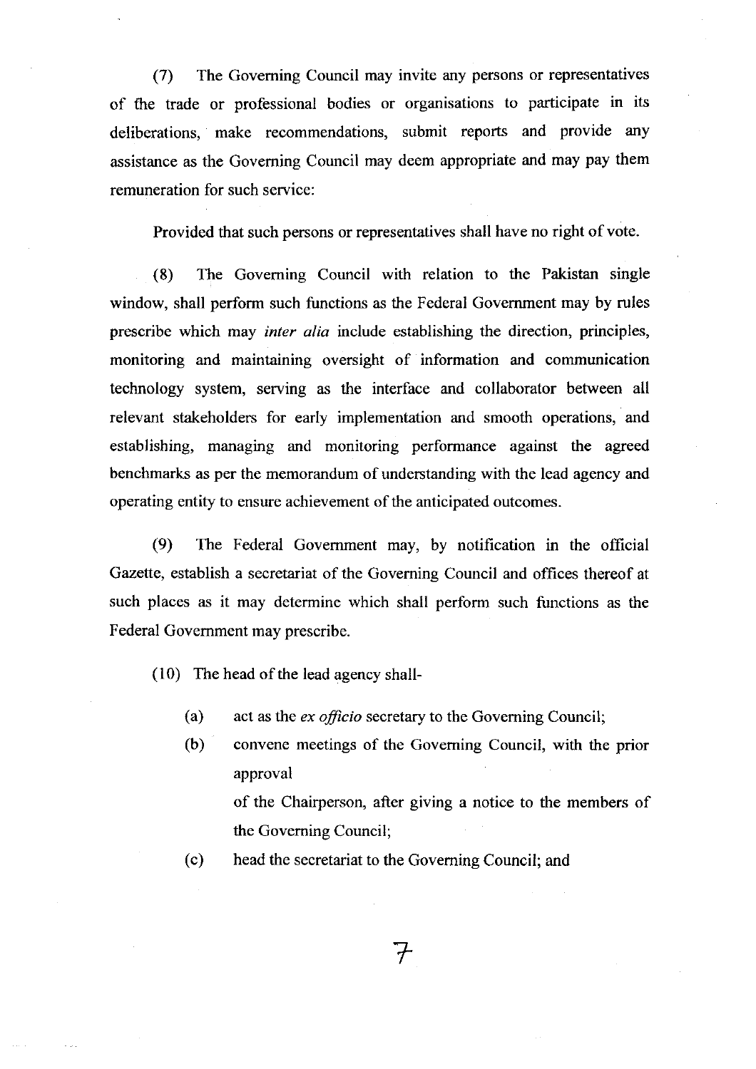(7) The Governing Council may invite any persons or representatives of the trade or professional bodies or organisations to participate in its deliberations, make recommendations, submit reports and provide any assistance as the Governing Council may deem appropriate and may pay them remuneration for such service:

Provided that such persons or representatives shall have no right of vote.

(8) The Governing Council with relation to the Pakistan single window, shall perform such functions as the Federal Government may by rules prescribe which may *inter alia* include establishing the direction, principles, monitoring and maintaining oversight of information and communication technology system, serving as the interface and collaborator between all relevant stakeholders for early implementation and smooth operations, and establishing, managing and monitoring performance against the agreed benchmarks as per the memorandum of understanding with the lead agency and operating entity to ensure achievement of the anticipated outcomes.

(9) The Federal Government may, by notification in the official Gazette, establish a secretariat of the Governing Council and offices thereof at such places as it may determine which shall perform such functions as the Federal Government may prescribe.

(10) The head of the lead agency shall-

(a) act as the *ex officio* secretary to the Governing Council;

(b) convene meetings of the Governing Council, with the prior approval of the Chairperson, after giving a notice to the members of the Governing Council;

(c) head the secretariat to the Governing Council; and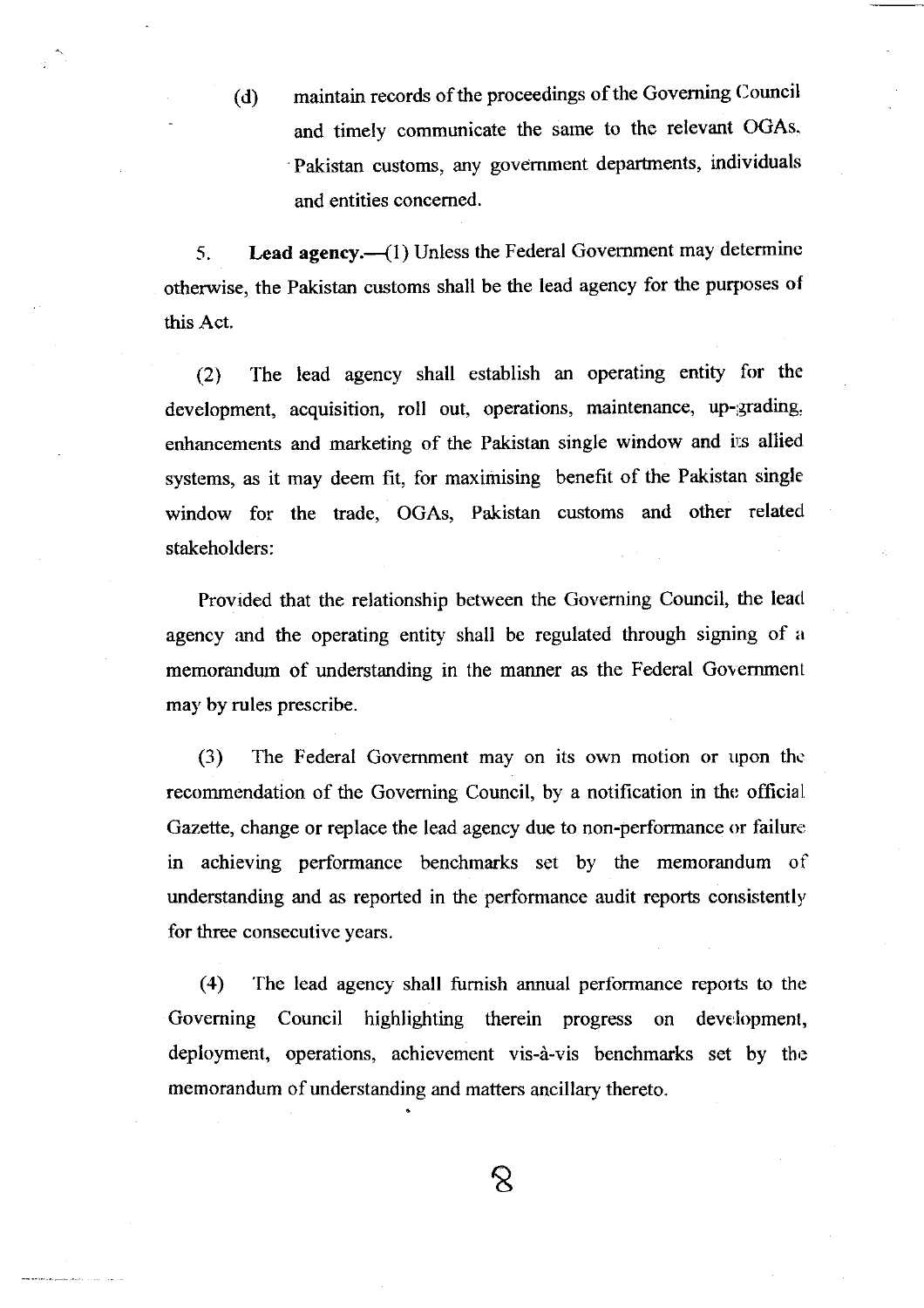(d) maintain records of the proceedings of the Governing Council and timely communicate the same to the relevant OGAs, Pakistan customs, any government departments, individuals and entities concerned.

5. **Lead agency.**—(1) Unless the Federal Government may determine otherwise, the Pakistan customs shall be the lead agency for the purposes of this Act.

(2) The lead agency shall establish an operating entity for the development, acquisition, roll out, operations, maintenance, up-grading, enhancements and marketing of the Pakistan single window and its allied systems, as it may deem fit, for maximising benefit of the Pakistan single window for the trade, OGAs, Pakistan customs and other related stakeholders:

Provided that the relationship between the Governing Council, the lead agency and the operating entity shall be regulated through signing of a memorandum of understanding in the manner as the Federal Government may by rules prescribe.

(3) The Federal Government may on its own motion or upon the recommendation of the Governing Council, by a notification in the official Gazette, change or replace the lead agency due to non-performance or failure in achieving performance benchmarks set by the memorandum of understanding and as reported in the performance audit reports consistently for three consecutive years.

(4) The lead agency shall furnish annual performance reports to the Governing Council highlighting therein progress on development, deployment, operations, achievement vis-à-vis benchmarks set by the memorandum of understanding and matters ancillary thereto.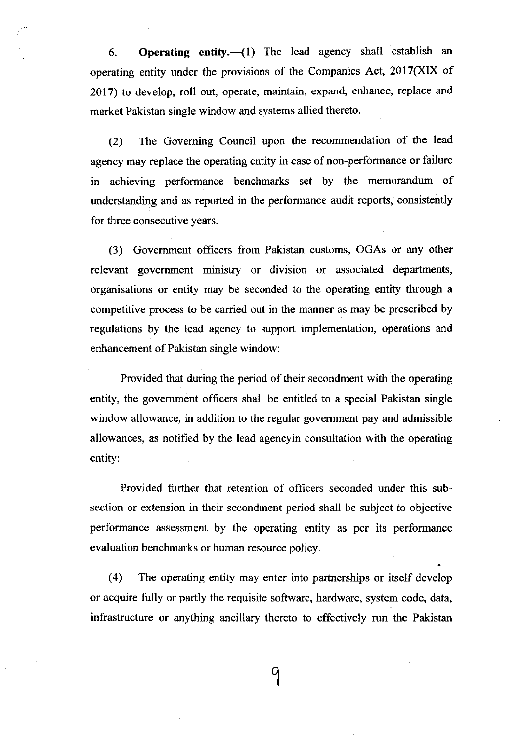6. **Operating entity.**—(1) The lead agency shall establish an operating entity under the provisions of the Companies Act, 2017(XIX of 2017) to develop, roll out, operate, maintain, expand, enhance, replace and market Pakistan single window and systems allied thereto.

(2) The Governing Council upon the recommendation of the lead agency may replace the operating entity in case of non-performance or failure in achieving performance benchmarks set by the memorandum of understanding and as reported in the performance audit reports, consistently for three consecutive years.

(3) Government officers from Pakistan customs, OGAs or any other relevant government ministry or division or associated departments, organisations or entity may be seconded to the operating entity through a competitive process to be carried out in the manner as may be prescribed by regulations by the lead agency to support implementation, operations and enhancement of Pakistan single window:

Provided that during the period of their secondment with the operating entity, the government officers shall be entitled to a special Pakistan single window allowance, in addition to the regular government pay and admissible allowances, as notified by the lead agencyin consultation with the operating entity:

Provided further that retention of officers seconded under this sub-section or extension in their secondment period shall be subject to objective performance assessment by the operating entity as per its performance evaluation benchmarks or human resource policy.

(4) The operating entity may enter into partnerships or itself develop or acquire fully or partly the requisite software, hardware, system code, data, infrastructure or anything ancillary thereto to effectively run the Pakistan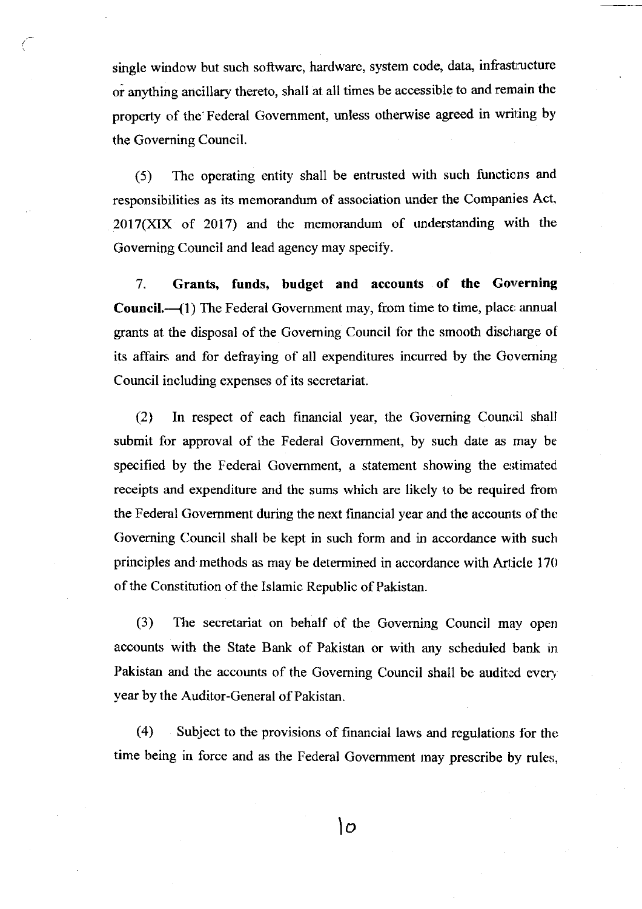single window but such software, hardware, system code, data, infrastructure or anything ancillary thereto, shall at all times be accessible to and remain the property of the Federal Government, unless otherwise agreed in writing by the Governing Council.

(5) The operating entity shall be entrusted with such functions and responsibilities as its memorandum of association under the Companies Act, 2017(XIX of 2017) and the memorandum of understanding with the Governing Council and lead agency may specify.

7. **Grants, funds, budget and accounts of the Governing Council.**—(1) The Federal Government may, from time to time, place annual grants at the disposal of the Governing Council for the smooth discharge of its affairs and for defraying of all expenditures incurred by the Governing Council including expenses of its secretariat.

(2) In respect of each financial year, the Governing Council shall submit for approval of the Federal Government, by such date as may be specified by the Federal Government, a statement showing the estimated receipts and expenditure and the sums which are likely to be required from the Federal Government during the next financial year and the accounts of the Governing Council shall be kept in such form and in accordance with such principles and methods as may be determined in accordance with Article 170 of the Constitution of the Islamic Republic of Pakistan.

(3) The secretariat on behalf of the Governing Council may open accounts with the State Bank of Pakistan or with any scheduled bank in Pakistan and the accounts of the Governing Council shall be audited every year by the Auditor-General of Pakistan.

(4) Subject to the provisions of financial laws and regulations for the time being in force and as the Federal Government may prescribe by rules,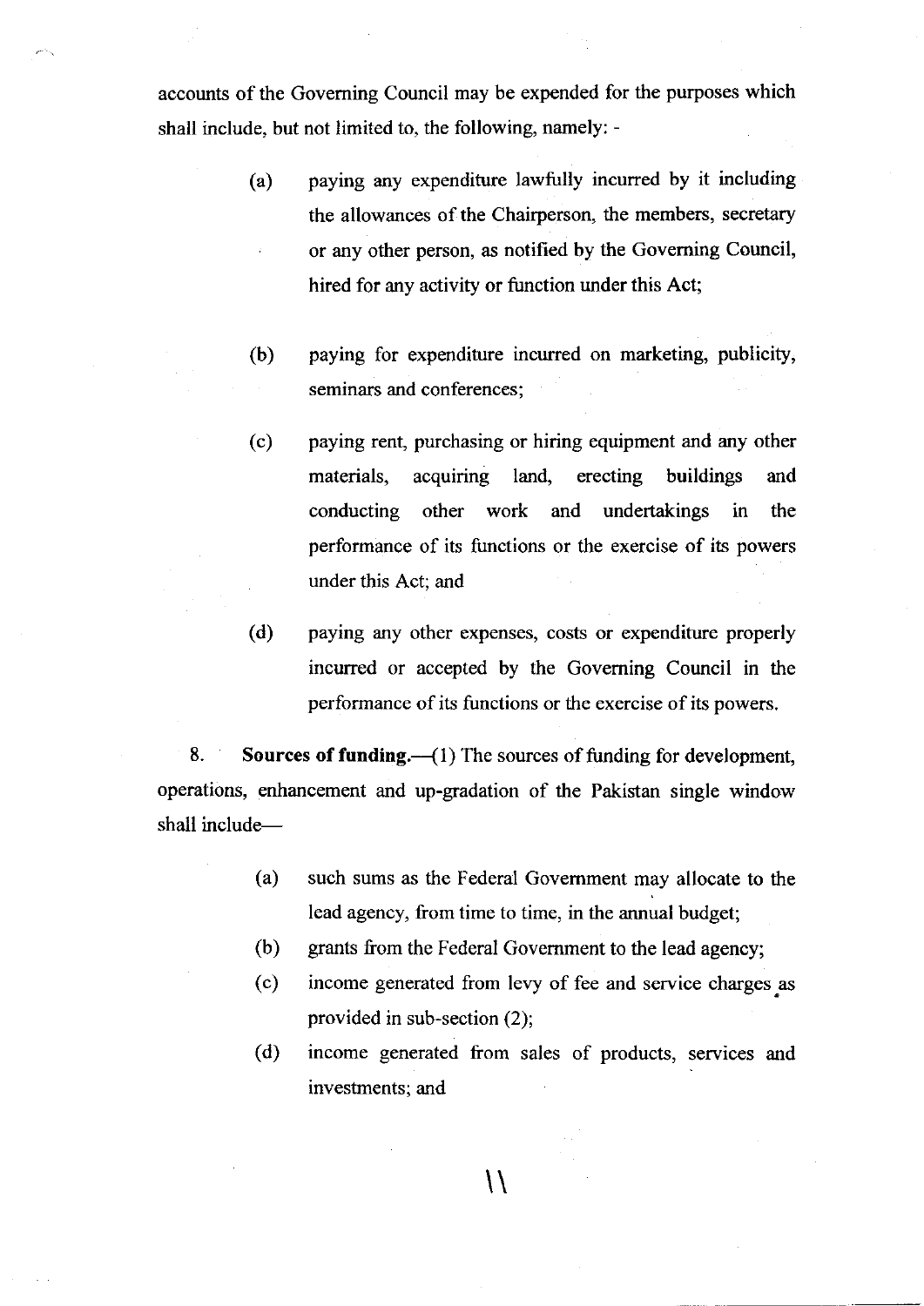accounts of the Governing Council may be expended for the purposes which shall include, but not limited to, the following, namely: -

(a) paying any expenditure lawfully incurred by it including the allowances of the Chairperson, the members, secretary or any other person, as notified by the Governing Council, hired for any activity or function under this Act;

(b) paying for expenditure incurred on marketing, publicity, seminars and conferences;

(c) paying rent, purchasing or hiring equipment and any other materials, acquiring land, erecting buildings and conducting other work and undertakings in the performance of its functions or the exercise of its powers under this Act; and

(d) paying any other expenses, costs or expenditure properly incurred or accepted by the Governing Council in the performance of its functions or the exercise of its powers.

8. **Sources of funding.**—(1) The sources of funding for development, operations, enhancement and up-gradation of the Pakistan single window shall include—

(a) such sums as the Federal Government may allocate to the lead agency, from time to time, in the annual budget;

(b) grants from the Federal Government to the lead agency;

(c) income generated from levy of fee and service charges as provided in sub-section (2);

(d) income generated from sales of products, services and investments; and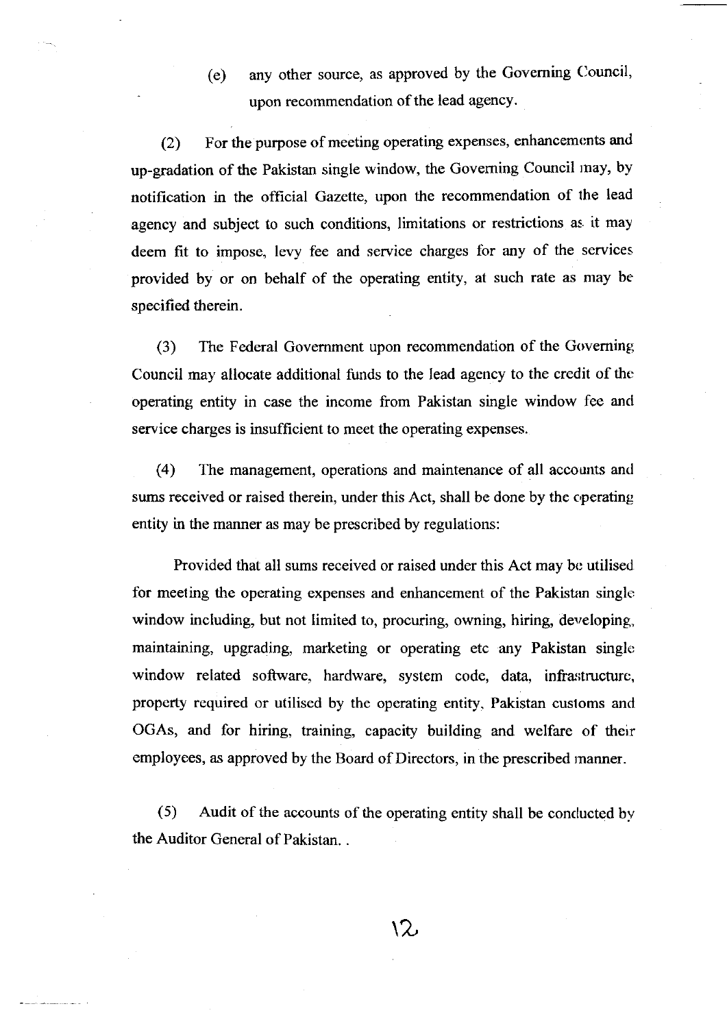(e) any other source, as approved by the Governing Council, upon recommendation of the lead agency.

(2) For the purpose of meeting operating expenses, enhancements and up-gradation of the Pakistan single window, the Governing Council may, by notification in the official Gazette, upon the recommendation of the lead agency and subject to such conditions, limitations or restrictions as it may deem fit to impose, levy fee and service charges for any of the services provided by or on behalf of the operating entity, at such rate as may be specified therein.

(3) The Federal Government upon recommendation of the Governing Council may allocate additional funds to the lead agency to the credit of the operating entity in case the income from Pakistan single window fee and service charges is insufficient to meet the operating expenses.

(4) The management, operations and maintenance of all accounts and sums received or raised therein, under this Act, shall be done by the operating entity in the manner as may be prescribed by regulations:

Provided that all sums received or raised under this Act may be utilised for meeting the operating expenses and enhancement of the Pakistan single window including, but not limited to, procuring, owning, hiring, developing, maintaining, upgrading, marketing or operating etc any Pakistan single window related software, hardware, system code, data, infrastructure, property required or utilised by the operating entity, Pakistan customs and OGAs, and for hiring, training, capacity building and welfare of their employees, as approved by the Board of Directors, in the prescribed manner.

(5) Audit of the accounts of the operating entity shall be conducted by the Auditor General of Pakistan. .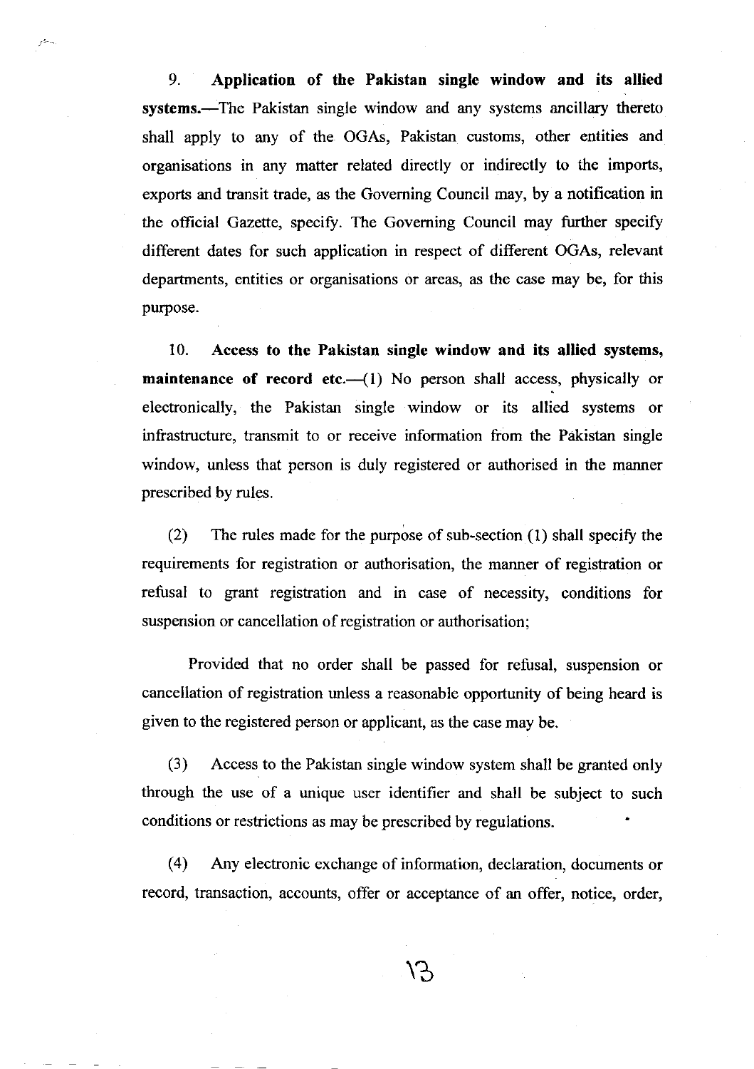9. **Application of the Pakistan single window and its allied systems.**—The Pakistan single window and any systems ancillary thereto shall apply to any of the OGAs, Pakistan customs, other entities and organisations in any matter related directly or indirectly to the imports, exports and transit trade, as the Governing Council may, by a notification in the official Gazette, specify. The Governing Council may further specify different dates for such application in respect of different OGAs, relevant departments, entities or organisations or areas, as the case may be, for this purpose.

10. **Access to the Pakistan single window and its allied systems, maintenance of record etc.**—(1) No person shall access, physically or electronically, the Pakistan single window or its allied systems or infrastructure, transmit to or receive information from the Pakistan single window, unless that person is duly registered or authorised in the manner prescribed by rules.

(2) The rules made for the purpose of sub-section (1) shall specify the requirements for registration or authorisation, the manner of registration or refusal to grant registration and in case of necessity, conditions for suspension or cancellation of registration or authorisation;

Provided that no order shall be passed for refusal, suspension or cancellation of registration unless a reasonable opportunity of being heard is given to the registered person or applicant, as the case may be.

(3) Access to the Pakistan single window system shall be granted only through the use of a unique user identifier and shall be subject to such conditions or restrictions as may be prescribed by regulations.

(4) Any electronic exchange of information, declaration, documents or record, transaction, accounts, offer or acceptance of an offer, notice, order,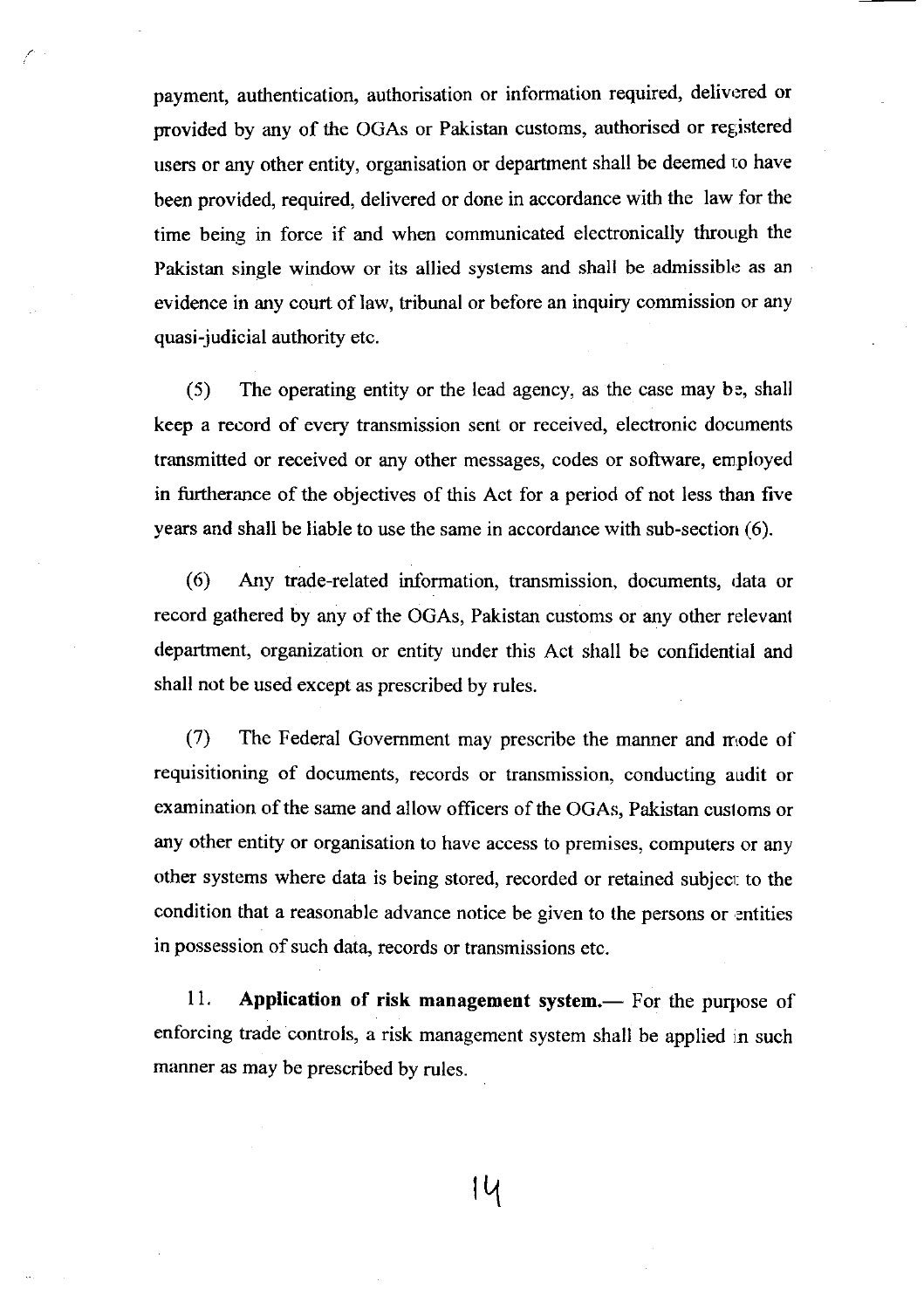payment, authentication, authorisation or information required, delivered or provided by any of the OGAs or Pakistan customs, authorised or registered users or any other entity, organisation or department shall be deemed to have been provided, required, delivered or done in accordance with the law for the time being in force if and when communicated electronically through the Pakistan single window or its allied systems and shall be admissible as an evidence in any court of law, tribunal or before an inquiry commission or any quasi-judicial authority etc.

(5) The operating entity or the lead agency, as the case may be, shall keep a record of every transmission sent or received, electronic documents transmitted or received or any other messages, codes or software, employed in furtherance of the objectives of this Act for a period of not less than five years and shall be liable to use the same in accordance with sub-section (6).

(6) Any trade-related information, transmission, documents, data or record gathered by any of the OGAs, Pakistan customs or any other relevant department, organization or entity under this Act shall be confidential and shall not be used except as prescribed by rules.

(7) The Federal Government may prescribe the manner and mode of requisitioning of documents, records or transmission, conducting audit or examination of the same and allow officers of the OGAs, Pakistan customs or any other entity or organisation to have access to premises, computers or any other systems where data is being stored, recorded or retained subject to the condition that a reasonable advance notice be given to the persons or entities in possession of such data, records or transmissions etc.

11. **Application of risk management system.—** For the purpose of enforcing trade controls, a risk management system shall be applied in such manner as may be prescribed by rules.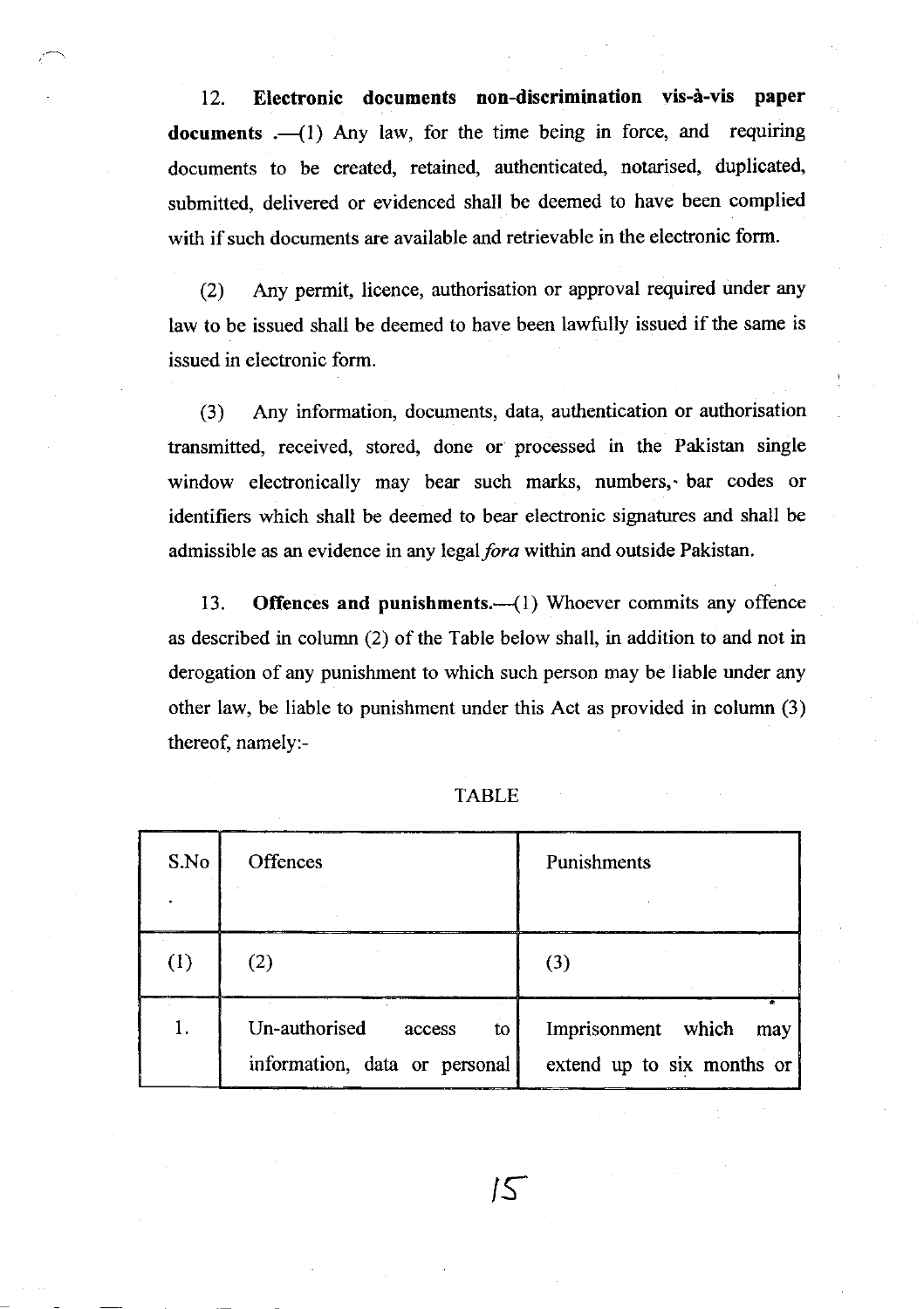12. **Electronic documents non-discrimination vis-à-vis paper documents** .—(1) Any law, for the time being in force, and requiring documents to be created, retained, authenticated, notarised, duplicated, submitted, delivered or evidenced shall be deemed to have been complied with if such documents are available and retrievable in the electronic form.

(2) Any permit, licence, authorisation or approval required under any law to be issued shall be deemed to have been lawfully issued if the same is issued in electronic form.

(3) Any information, documents, data, authentication or authorisation transmitted, received, stored, done or processed in the Pakistan single window electronically may bear such marks, numbers, bar codes or identifiers which shall be deemed to bear electronic signatures and shall be admissible as an evidence in any legal *fora* within and outside Pakistan.

13. **Offences and punishments.**—(1) Whoever commits any offence as described in column (2) of the Table below shall, in addition to and not in derogation of any punishment to which such person may be liable under any other law, be liable to punishment under this Act as provided in column (3) thereof, namely:-

TABLE

| S.No. | Offences | Punishments |
|---|---|---|
| (1) | (2) | (3) |
| 1. | Un-authorised access to information, data or personal | Imprisonment which may extend up to six months or |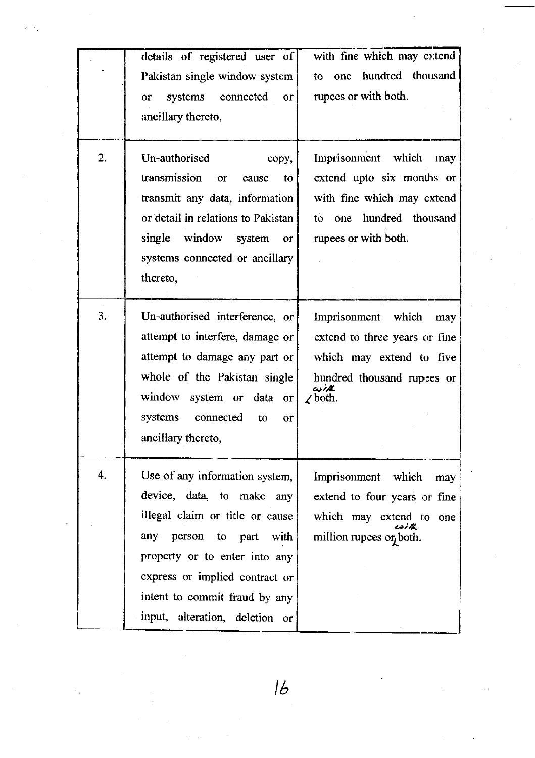| | | |
|---|---|---|
| | details of registered user of Pakistan single window system or systems connected or ancillary thereto, | with fine which may extend to one hundred thousand rupees or with both. |
| 2. | Un-authorised copy, transmission or cause to transmit any data, information or detail in relations to Pakistan single window system or systems connected or ancillary thereto, | Imprisonment which may extend upto six months or with fine which may extend to one hundred thousand rupees or with both. |
| 3. | Un-authorised interference, or attempt to interfere, damage or attempt to damage any part or whole of the Pakistan single window system or data or systems connected to or ancillary thereto, | Imprisonment which may extend to three years or fine which may extend to five hundred thousand rupees or with both. |
| 4. | Use of any information system, device, data, to make any illegal claim or title or cause any person to part with property or to enter into any express or implied contract or intent to commit fraud by any input, alteration, deletion or | Imprisonment which may extend to four years or fine which may extend to one million rupees or with both. |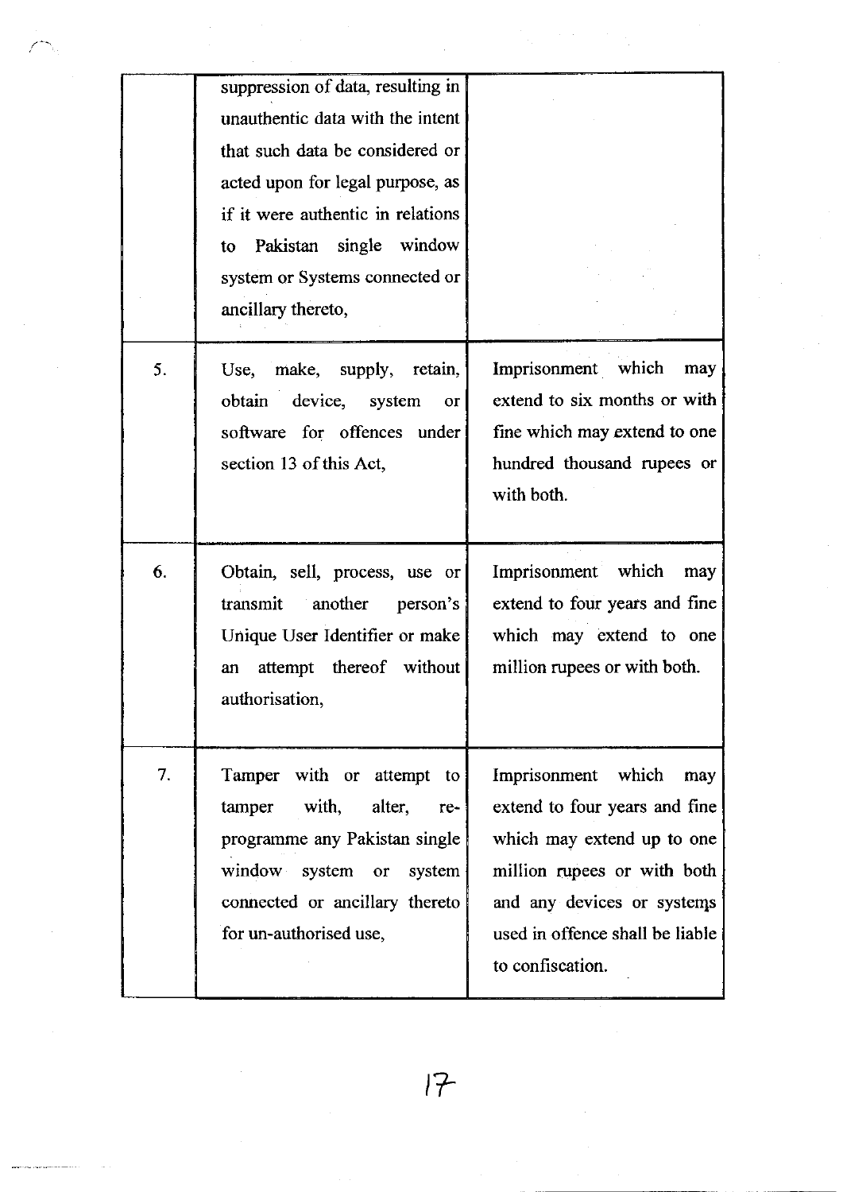| | | |
|---|---|---|
| | suppression of data, resulting in unauthentic data with the intent that such data be considered or acted upon for legal purpose, as if it were authentic in relations to Pakistan single window system or Systems connected or ancillary thereto, | |
| 5. | Use, make, supply, retain, obtain device, system or software for offences under section 13 of this Act, | Imprisonment which may extend to six months or with fine which may extend to one hundred thousand rupees or with both. |
| 6. | Obtain, sell, process, use or transmit another person's Unique User Identifier or make an attempt thereof without authorisation, | Imprisonment which may extend to four years and fine which may extend to one million rupees or with both. |
| 7. | Tamper with or attempt to tamper with, alter, re-programme any Pakistan single window system or system connected or ancillary thereto for un-authorised use, | Imprisonment which may extend to four years and fine which may extend up to one million rupees or with both and any devices or systems used in offence shall be liable to confiscation. |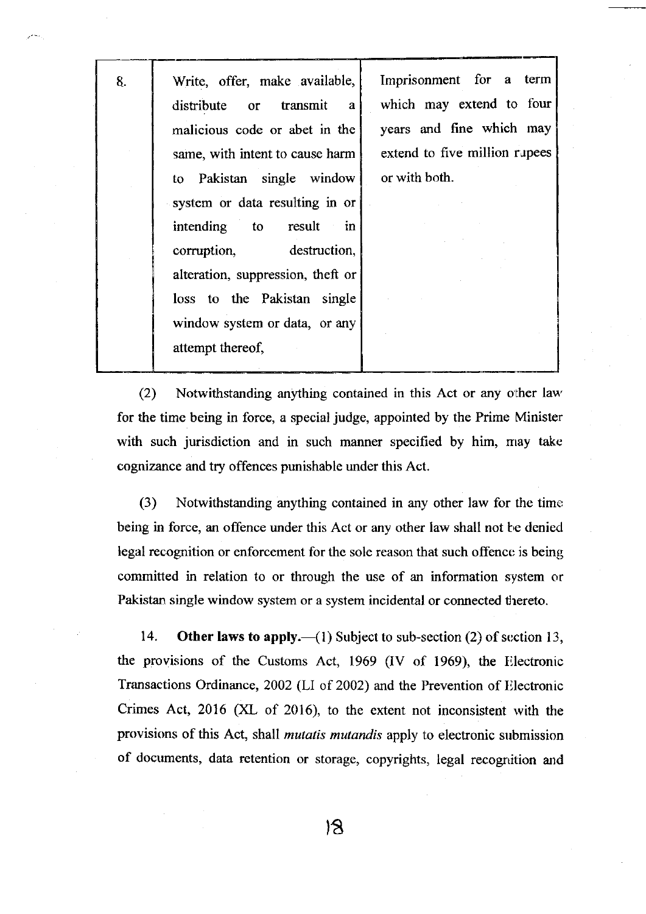| | | |
|---|---|---|
| 8. | Write, offer, make available, distribute or transmit a malicious code or abet in the same, with intent to cause harm to Pakistan single window system or data resulting in or intending to result in corruption, destruction, alteration, suppression, theft or loss to the Pakistan single window system or data, or any attempt thereof, | Imprisonment for a term which may extend to four years and fine which may extend to five million rupees or with both. |

(2) Notwithstanding anything contained in this Act or any other law for the time being in force, a special judge, appointed by the Prime Minister with such jurisdiction and in such manner specified by him, may take cognizance and try offences punishable under this Act.

(3) Notwithstanding anything contained in any other law for the time being in force, an offence under this Act or any other law shall not be denied legal recognition or enforcement for the sole reason that such offence is being committed in relation to or through the use of an information system or Pakistan single window system or a system incidental or connected thereto.

14. **Other laws to apply.**—(1) Subject to sub-section (2) of section 13, the provisions of the Customs Act, 1969 (IV of 1969), the Electronic Transactions Ordinance, 2002 (LI of 2002) and the Prevention of Electronic Crimes Act, 2016 (XL of 2016), to the extent not inconsistent with the provisions of this Act, shall *mutatis mutandis* apply to electronic submission of documents, data retention or storage, copyrights, legal recognition and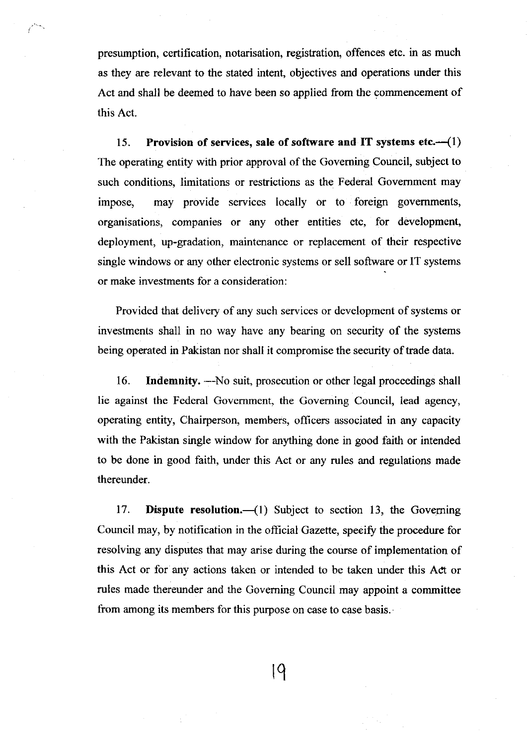presumption, certification, notarisation, registration, offences etc. in as much as they are relevant to the stated intent, objectives and operations under this Act and shall be deemed to have been so applied from the commencement of this Act.

15. **Provision of services, sale of software and IT systems etc.**—(1) The operating entity with prior approval of the Governing Council, subject to such conditions, limitations or restrictions as the Federal Government may impose, may provide services locally or to foreign governments, organisations, companies or any other entities etc, for development, deployment, up-gradation, maintenance or replacement of their respective single windows or any other electronic systems or sell software or IT systems or make investments for a consideration:

Provided that delivery of any such services or development of systems or investments shall in no way have any bearing on security of the systems being operated in Pakistan nor shall it compromise the security of trade data.

16. **Indemnity.** —No suit, prosecution or other legal proceedings shall lie against the Federal Government, the Governing Council, lead agency, operating entity, Chairperson, members, officers associated in any capacity with the Pakistan single window for anything done in good faith or intended to be done in good faith, under this Act or any rules and regulations made thereunder.

17. **Dispute resolution.**—(1) Subject to section 13, the Governing Council may, by notification in the official Gazette, specify the procedure for resolving any disputes that may arise during the course of implementation of this Act or for any actions taken or intended to be taken under this Act or rules made thereunder and the Governing Council may appoint a committee from among its members for this purpose on case to case basis.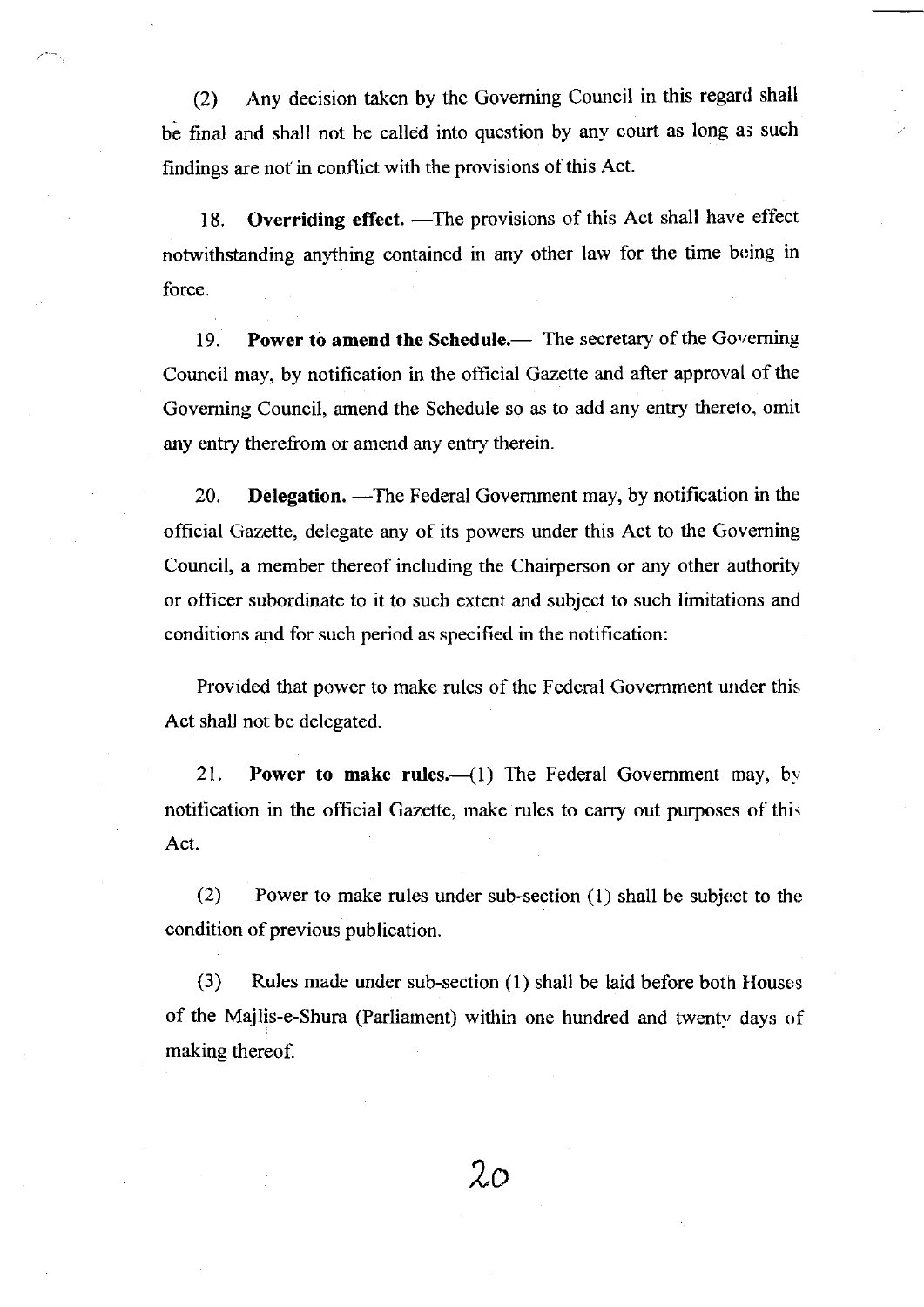(2) Any decision taken by the Governing Council in this regard shall be final and shall not be called into question by any court as long as such findings are not in conflict with the provisions of this Act.

18. **Overriding effect.** —The provisions of this Act shall have effect notwithstanding anything contained in any other law for the time being in force.

19. **Power to amend the Schedule.**— The secretary of the Governing Council may, by notification in the official Gazette and after approval of the Governing Council, amend the Schedule so as to add any entry thereto, omit any entry therefrom or amend any entry therein.

20. **Delegation.** —The Federal Government may, by notification in the official Gazette, delegate any of its powers under this Act to the Governing Council, a member thereof including the Chairperson or any other authority or officer subordinate to it to such extent and subject to such limitations and conditions and for such period as specified in the notification:

Provided that power to make rules of the Federal Government under this Act shall not be delegated.

21. **Power to make rules.**—(1) The Federal Government may, by notification in the official Gazette, make rules to carry out purposes of this Act.

(2) Power to make rules under sub-section (1) shall be subject to the condition of previous publication.

(3) Rules made under sub-section (1) shall be laid before both Houses of the Majlis-e-Shura (Parliament) within one hundred and twenty days of making thereof.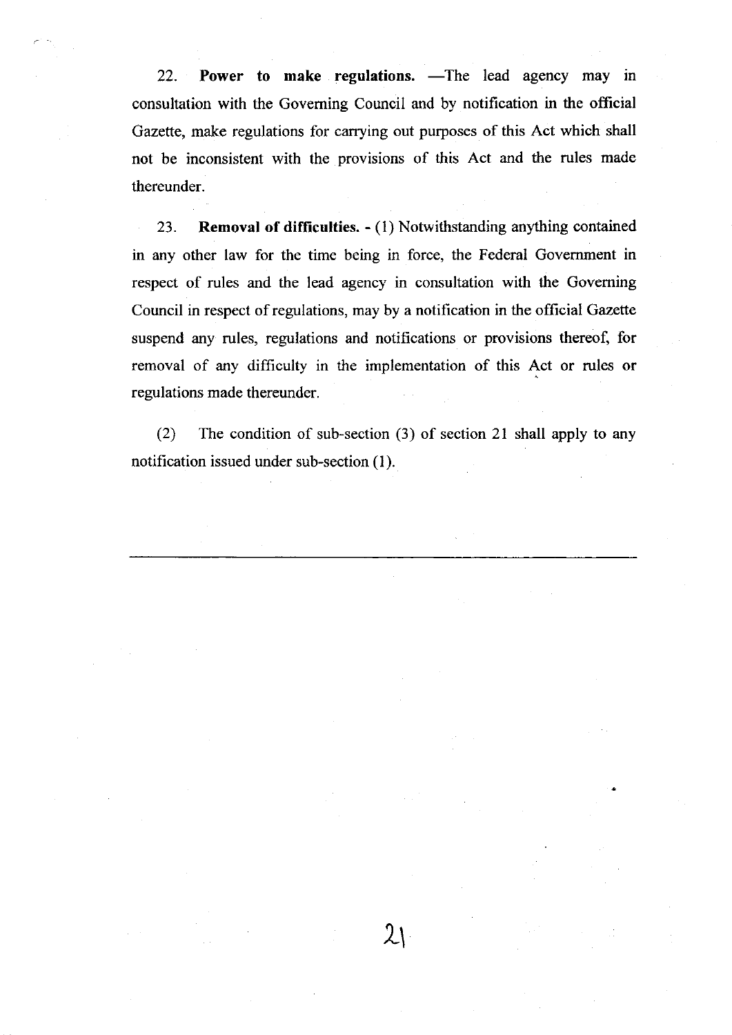22. **Power to make regulations.** —The lead agency may in consultation with the Governing Council and by notification in the official Gazette, make regulations for carrying out purposes of this Act which shall not be inconsistent with the provisions of this Act and the rules made thereunder.

23. **Removal of difficulties.** - (1) Notwithstanding anything contained in any other law for the time being in force, the Federal Government in respect of rules and the lead agency in consultation with the Governing Council in respect of regulations, may by a notification in the official Gazette suspend any rules, regulations and notifications or provisions thereof, for removal of any difficulty in the implementation of this Act or rules or regulations made thereunder.

(2) The condition of sub-section (3) of section 21 shall apply to any notification issued under sub-section (1).

---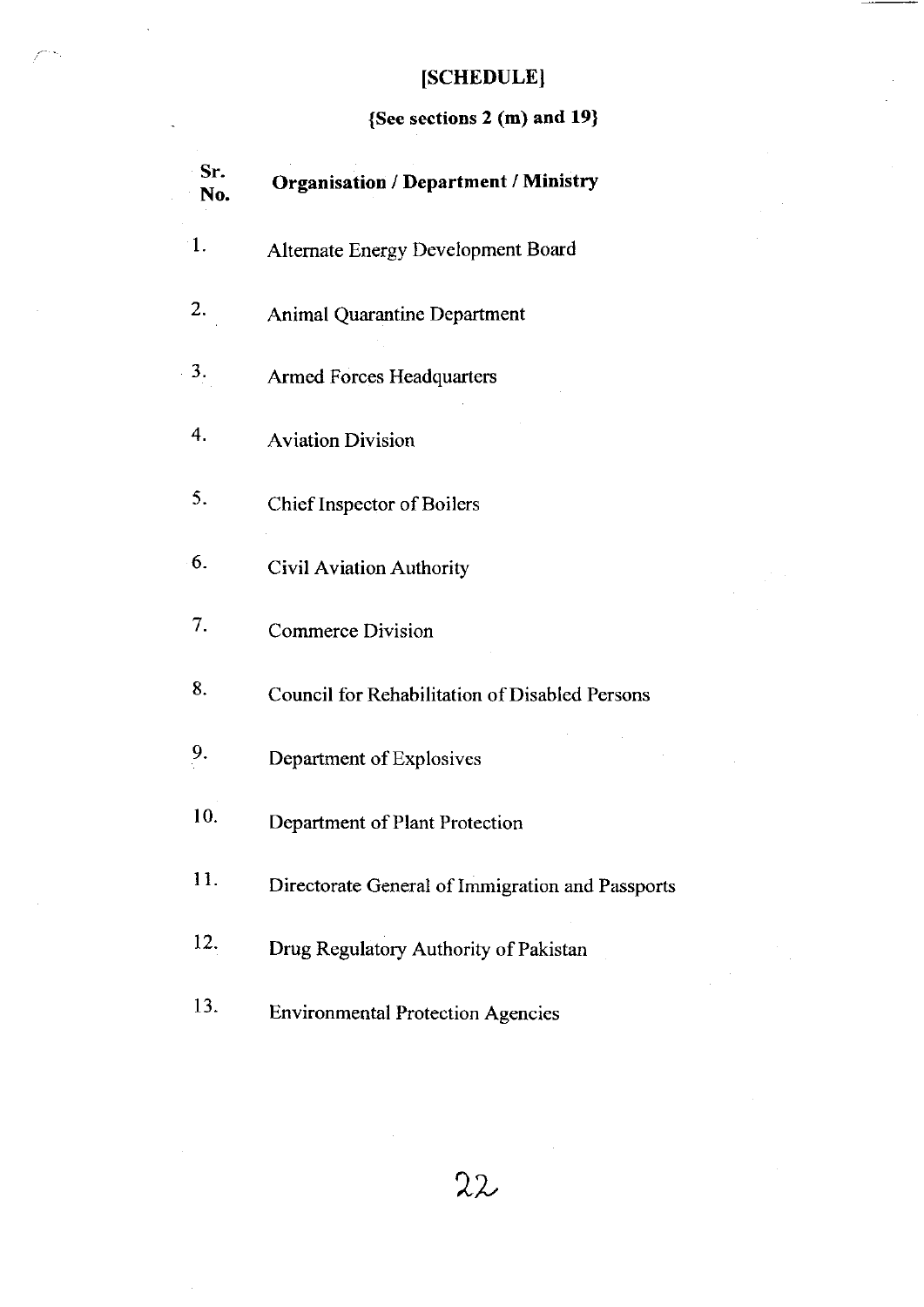# [SCHEDULE]

**{See sections 2 (m) and 19}**

| Sr. No. | Organisation / Department / Ministry |
|---|---|
| 1. | Alternate Energy Development Board |
| 2. | Animal Quarantine Department |
| 3. | Armed Forces Headquarters |
| 4. | Aviation Division |
| 5. | Chief Inspector of Boilers |
| 6. | Civil Aviation Authority |
| 7. | Commerce Division |
| 8. | Council for Rehabilitation of Disabled Persons |
| 9. | Department of Explosives |
| 10. | Department of Plant Protection |
| 11. | Directorate General of Immigration and Passports |
| 12. | Drug Regulatory Authority of Pakistan |
| 13. | Environmental Protection Agencies |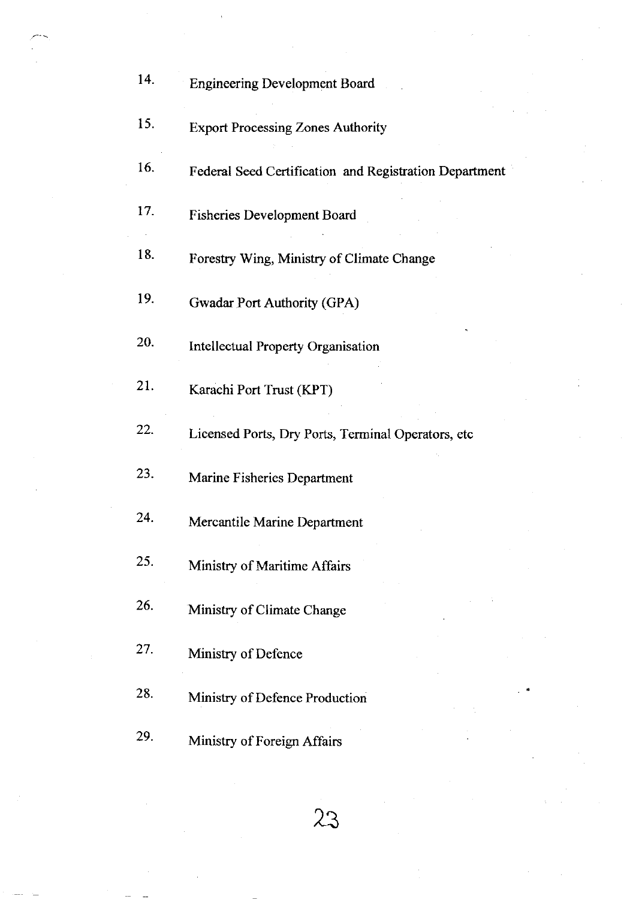14. Engineering Development Board

15. Export Processing Zones Authority

16. Federal Seed Certification and Registration Department

17. Fisheries Development Board

18. Forestry Wing, Ministry of Climate Change

19. Gwadar Port Authority (GPA)

20. Intellectual Property Organisation

21. Karachi Port Trust (KPT)

22. Licensed Ports, Dry Ports, Terminal Operators, etc

23. Marine Fisheries Department

24. Mercantile Marine Department

25. Ministry of Maritime Affairs

26. Ministry of Climate Change

27. Ministry of Defence

28. Ministry of Defence Production

29. Ministry of Foreign Affairs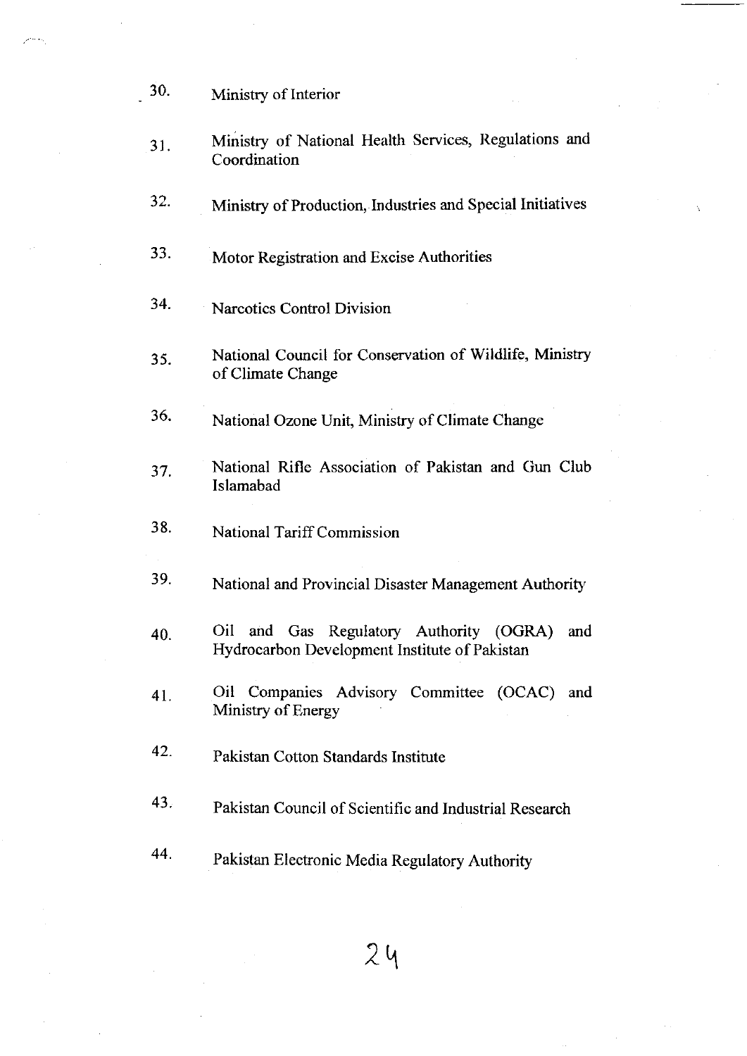30. Ministry of Interior

31. Ministry of National Health Services, Regulations and Coordination

32. Ministry of Production, Industries and Special Initiatives

33. Motor Registration and Excise Authorities

34. Narcotics Control Division

35. National Council for Conservation of Wildlife, Ministry of Climate Change

36. National Ozone Unit, Ministry of Climate Change

37. National Rifle Association of Pakistan and Gun Club Islamabad

38. National Tariff Commission

39. National and Provincial Disaster Management Authority

40. Oil and Gas Regulatory Authority (OGRA) and Hydrocarbon Development Institute of Pakistan

41. Oil Companies Advisory Committee (OCAC) and Ministry of Energy

42. Pakistan Cotton Standards Institute

43. Pakistan Council of Scientific and Industrial Research

44. Pakistan Electronic Media Regulatory Authority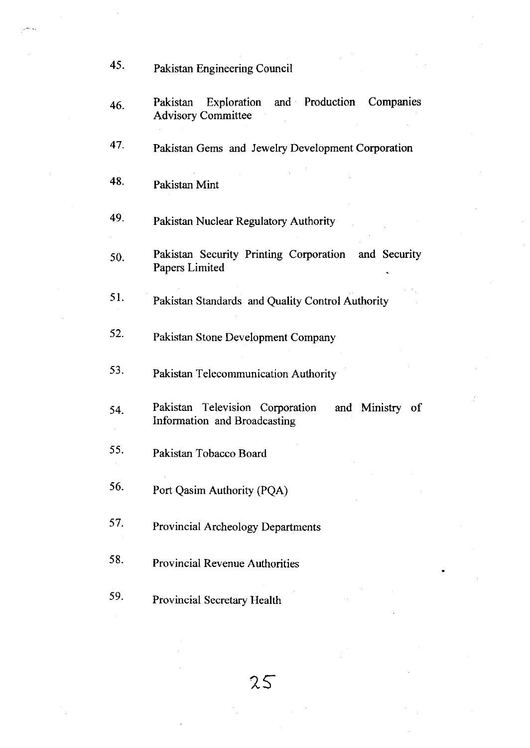45. Pakistan Engineering Council

46. Pakistan Exploration and Production Companies Advisory Committee

47. Pakistan Gems and Jewelry Development Corporation

48. Pakistan Mint

49. Pakistan Nuclear Regulatory Authority

50. Pakistan Security Printing Corporation and Security Papers Limited

51. Pakistan Standards and Quality Control Authority

52. Pakistan Stone Development Company

53. Pakistan Telecommunication Authority

54. Pakistan Television Corporation and Ministry of Information and Broadcasting

55. Pakistan Tobacco Board

56. Port Qasim Authority (PQA)

57. Provincial Archeology Departments

58. Provincial Revenue Authorities

59. Provincial Secretary Health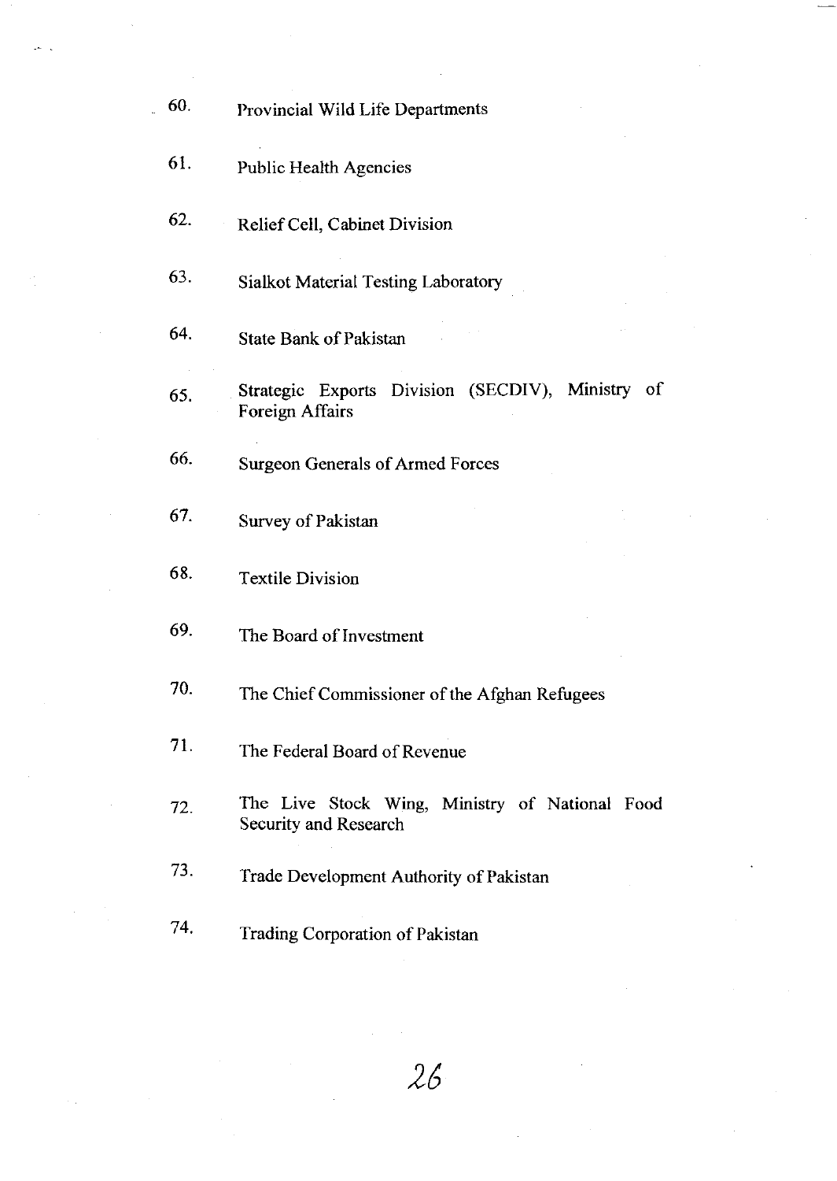60. Provincial Wild Life Departments

61. Public Health Agencies

62. Relief Cell, Cabinet Division

63. Sialkot Material Testing Laboratory

64. State Bank of Pakistan

65. Strategic Exports Division (SECDIV), Ministry of Foreign Affairs

66. Surgeon Generals of Armed Forces

67. Survey of Pakistan

68. Textile Division

69. The Board of Investment

70. The Chief Commissioner of the Afghan Refugees

71. The Federal Board of Revenue

72. The Live Stock Wing, Ministry of National Food Security and Research

73. Trade Development Authority of Pakistan

74. Trading Corporation of Pakistan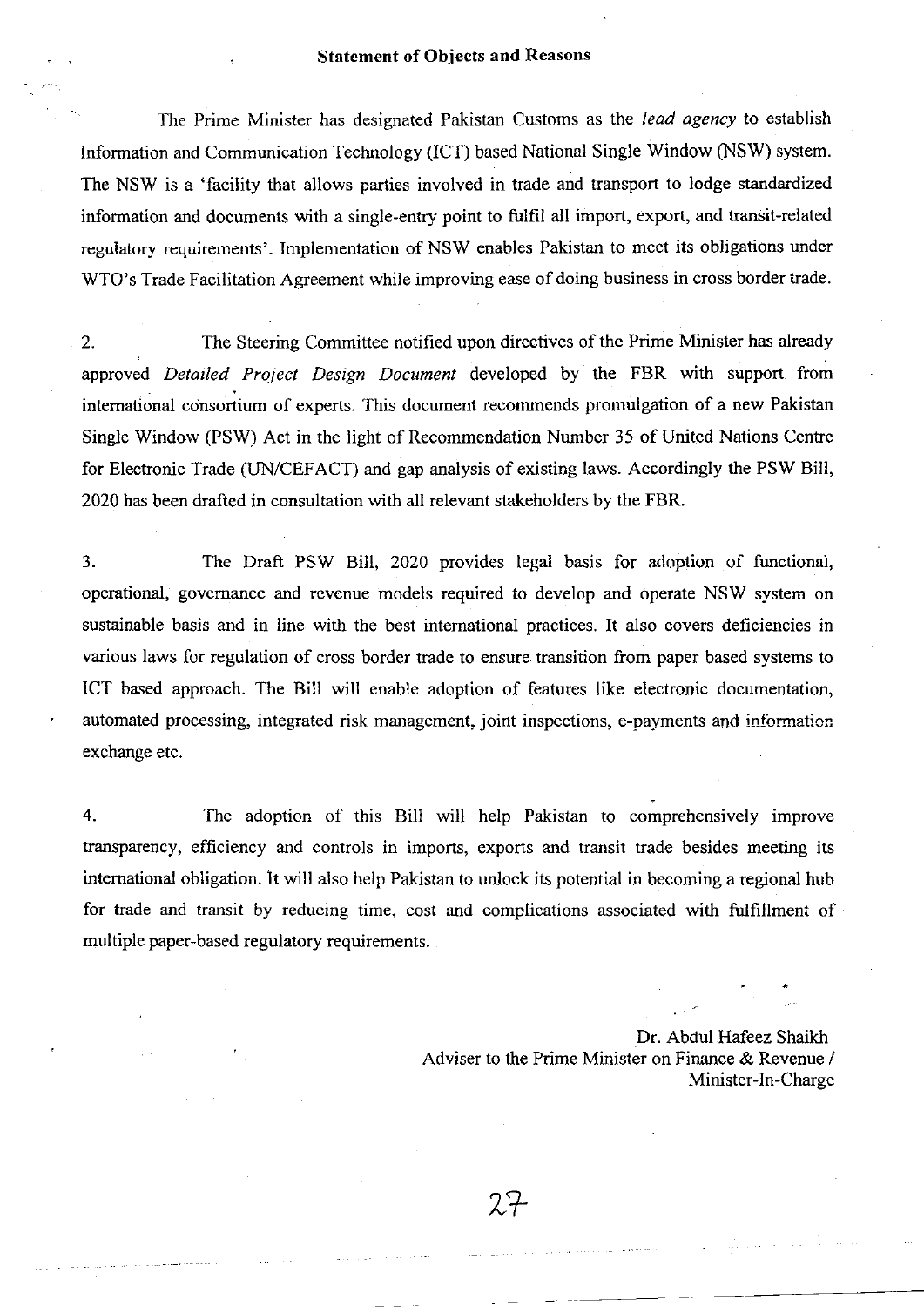## Statement of Objects and Reasons

The Prime Minister has designated Pakistan Customs as the *lead agency* to establish Information and Communication Technology (ICT) based National Single Window (NSW) system. The NSW is a 'facility that allows parties involved in trade and transport to lodge standardized information and documents with a single-entry point to fulfil all import, export, and transit-related regulatory requirements'. Implementation of NSW enables Pakistan to meet its obligations under WTO's Trade Facilitation Agreement while improving ease of doing business in cross border trade.

2. The Steering Committee notified upon directives of the Prime Minister has already approved *Detailed Project Design Document* developed by the FBR with support from international consortium of experts. This document recommends promulgation of a new Pakistan Single Window (PSW) Act in the light of Recommendation Number 35 of United Nations Centre for Electronic Trade (UN/CEFACT) and gap analysis of existing laws. Accordingly the PSW Bill, 2020 has been drafted in consultation with all relevant stakeholders by the FBR.

3. The Draft PSW Bill, 2020 provides legal basis for adoption of functional, operational, governance and revenue models required to develop and operate NSW system on sustainable basis and in line with the best international practices. It also covers deficiencies in various laws for regulation of cross border trade to ensure transition from paper based systems to ICT based approach. The Bill will enable adoption of features like electronic documentation, automated processing, integrated risk management, joint inspections, e-payments and information exchange etc.

4. The adoption of this Bill will help Pakistan to comprehensively improve transparency, efficiency and controls in imports, exports and transit trade besides meeting its international obligation. It will also help Pakistan to unlock its potential in becoming a regional hub for trade and transit by reducing time, cost and complications associated with fulfillment of multiple paper-based regulatory requirements.

Dr. Abdul Hafeez Shaikh
Adviser to the Prime Minister on Finance & Revenue /
Minister-In-Charge